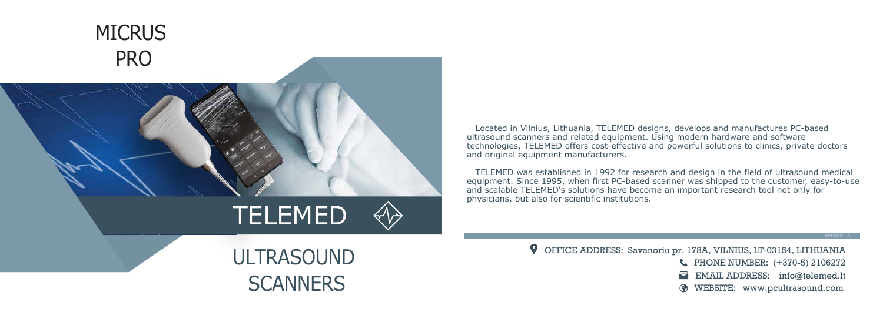# MICRUS PRO

# TELEMED

## ULTRASOUND SCANNERS

Located in Vilnius, Lithuania, TELEMED designs, develops and manufactures PC-based ultrasound scanners and related equipment. Using modern hardware and software technologies, TELEMED offers cost-effective and powerful solutions to clinics, private doctors and original equipment manufacturers.

TELEMED was established in 1992 for research and design in the field of ultrasound medical equipment. Since 1995, when first PC-based scanner was shipped to the customer, easy-to-use and scalable TELEMED's solutions have become an important research tool not only for physicians, but also for scientific institutions.

Version: A

OFFICE ADDRESS: Savanoriu pr. 178A, VILNIUS, LT-03154, LITHUANIA

PHONE NUMBER: (+370-5) 2106272

EMAIL ADDRESS: info@telemed.lt

WEBSITE: www.pcultrasound.com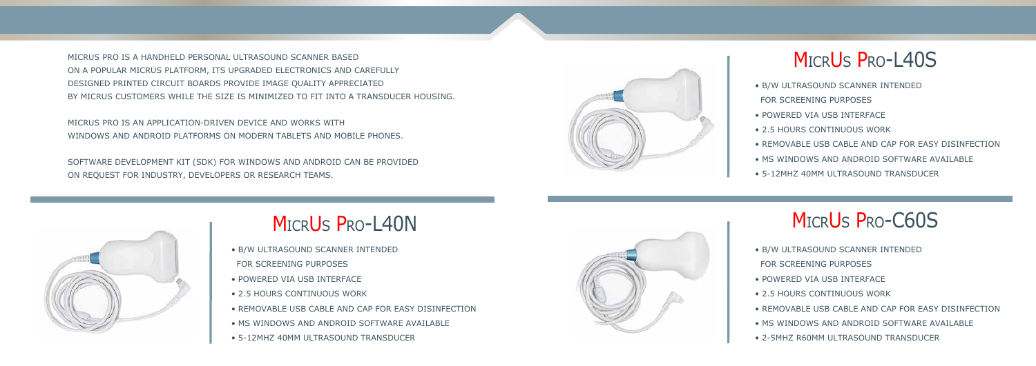MICRUS PRO IS A HANDHELD PERSONAL ULTRASOUND SCANNER BASED ON A POPULAR MICRUS PLATFORM, ITS UPGRADED ELECTRONICS AND CAREFULLY DESIGNED PRINTED CIRCUIT BOARDS PROVIDE IMAGE QUALITY APPRECIATED BY MICRUS CUSTOMERS WHILE THE SIZE IS MINIMIZED TO FIT INTO A TRANSDUCER HOUSING.

MICRUS PRO IS AN APPLICATION-DRIVEN DEVICE AND WORKS WITH WINDOWS AND ANDROID PLATFORMS ON MODERN TABLETS AND MOBILE PHONES.

SOFTWARE DEVELOPMENT KIT (SDK) FOR WINDOWS AND ANDROID CAN BE PROVIDED ON REQUEST FOR INDUSTRY, DEVELOPERS OR RESEARCH TEAMS.

## MicrUs Pro-L40S

- B/W ULTRASOUND SCANNER INTENDED FOR SCREENING PURPOSES
- POWERED VIA USB INTERFACE
- 2.5 HOURS CONTINUOUS WORK
- REMOVABLE USB CABLE AND CAP FOR EASY DISINFECTION
- MS WINDOWS AND ANDROID SOFTWARE AVAILABLE
- 5-12MHZ 40MM ULTRASOUND TRANSDUCER

## MicrUs Pro-L40N

- B/W ULTRASOUND SCANNER INTENDED FOR SCREENING PURPOSES
- POWERED VIA USB INTERFACE
- 2.5 HOURS CONTINUOUS WORK
- REMOVABLE USB CABLE AND CAP FOR EASY DISINFECTION
- MS WINDOWS AND ANDROID SOFTWARE AVAILABLE
- 5-12MHZ 40MM ULTRASOUND TRANSDUCER

## MicrUs Pro-C60S

- B/W ULTRASOUND SCANNER INTENDED FOR SCREENING PURPOSES
- POWERED VIA USB INTERFACE
- 2.5 HOURS CONTINUOUS WORK
- REMOVABLE USB CABLE AND CAP FOR EASY DISINFECTION
- MS WINDOWS AND ANDROID SOFTWARE AVAILABLE
- 2-5MHZ R60MM ULTRASOUND TRANSDUCER